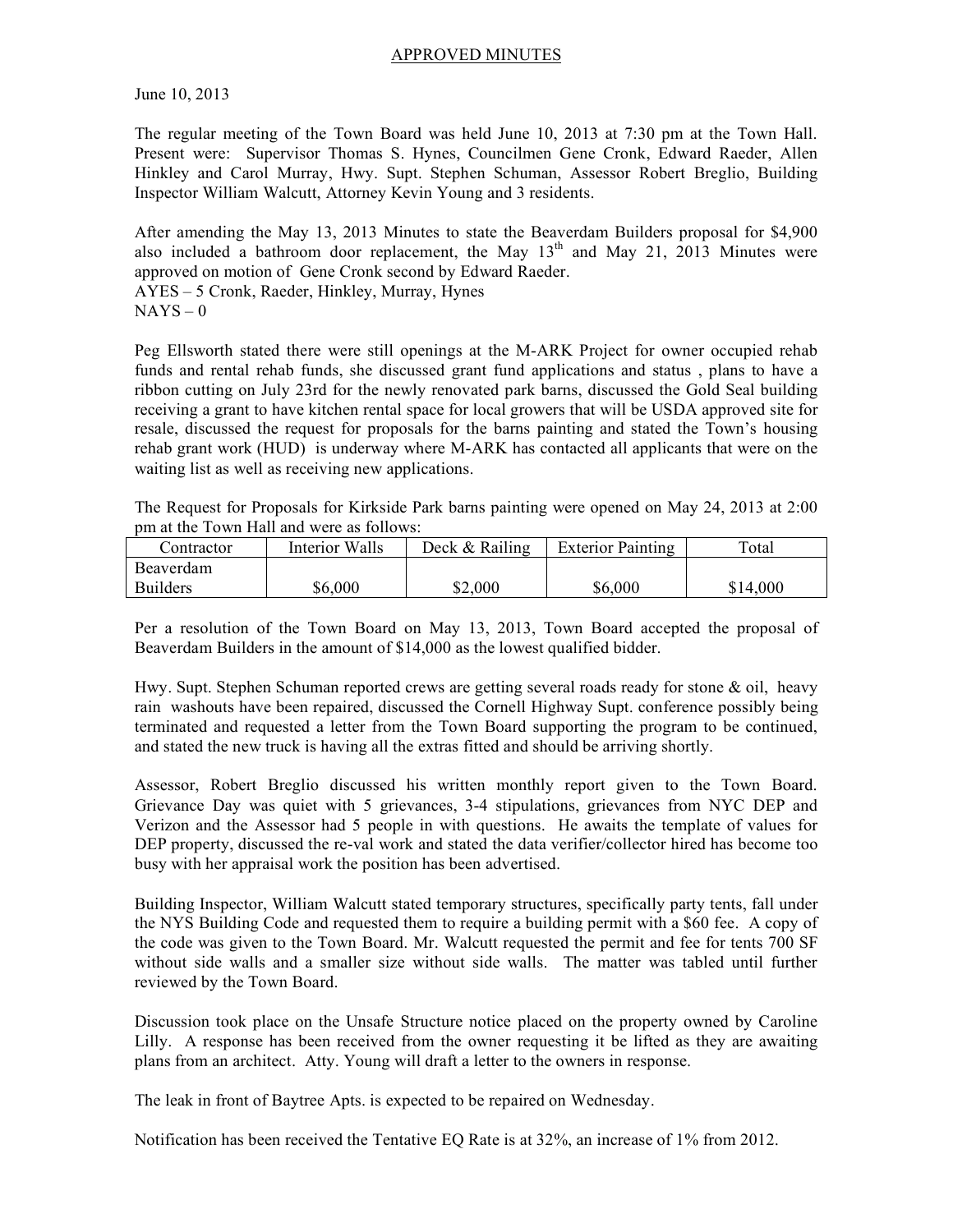APPROVED MINUTES

June 10, 2013

The regular meeting of the Town Board was held June 10, 2013 at 7:30 pm at the Town Hall. Present were: Supervisor Thomas S. Hynes, Councilmen Gene Cronk, Edward Raeder, Allen Hinkley and Carol Murray, Hwy. Supt. Stephen Schuman, Assessor Robert Breglio, Building Inspector William Walcutt, Attorney Kevin Young and 3 residents.

After amending the May 13, 2013 Minutes to state the Beaverdam Builders proposal for $4,900 also included a bathroom door replacement, the May 13th and May 21, 2013 Minutes were approved on motion of Gene Cronk second by Edward Raeder.
AYES – 5 Cronk, Raeder, Hinkley, Murray, Hynes
NAYS – 0

Peg Ellsworth stated there were still openings at the M-ARK Project for owner occupied rehab funds and rental rehab funds, she discussed grant fund applications and status , plans to have a ribbon cutting on July 23rd for the newly renovated park barns, discussed the Gold Seal building receiving a grant to have kitchen rental space for local growers that will be USDA approved site for resale, discussed the request for proposals for the barns painting and stated the Town's housing rehab grant work (HUD) is underway where M-ARK has contacted all applicants that were on the waiting list as well as receiving new applications.

The Request for Proposals for Kirkside Park barns painting were opened on May 24, 2013 at 2:00 pm at the Town Hall and were as follows:

| Contractor | Interior Walls | Deck & Railing | Exterior Painting | Total |
|---|---|---|---|---|
| Beaverdam Builders | $6,000 | $2,000 | $6,000 | $14,000 |

Per a resolution of the Town Board on May 13, 2013, Town Board accepted the proposal of Beaverdam Builders in the amount of $14,000 as the lowest qualified bidder.

Hwy. Supt. Stephen Schuman reported crews are getting several roads ready for stone & oil, heavy rain washouts have been repaired, discussed the Cornell Highway Supt. conference possibly being terminated and requested a letter from the Town Board supporting the program to be continued, and stated the new truck is having all the extras fitted and should be arriving shortly.

Assessor, Robert Breglio discussed his written monthly report given to the Town Board. Grievance Day was quiet with 5 grievances, 3-4 stipulations, grievances from NYC DEP and Verizon and the Assessor had 5 people in with questions. He awaits the template of values for DEP property, discussed the re-val work and stated the data verifier/collector hired has become too busy with her appraisal work the position has been advertised.

Building Inspector, William Walcutt stated temporary structures, specifically party tents, fall under the NYS Building Code and requested them to require a building permit with a $60 fee. A copy of the code was given to the Town Board. Mr. Walcutt requested the permit and fee for tents 700 SF without side walls and a smaller size without side walls. The matter was tabled until further reviewed by the Town Board.

Discussion took place on the Unsafe Structure notice placed on the property owned by Caroline Lilly. A response has been received from the owner requesting it be lifted as they are awaiting plans from an architect. Atty. Young will draft a letter to the owners in response.

The leak in front of Baytree Apts. is expected to be repaired on Wednesday.

Notification has been received the Tentative EQ Rate is at 32%, an increase of 1% from 2012.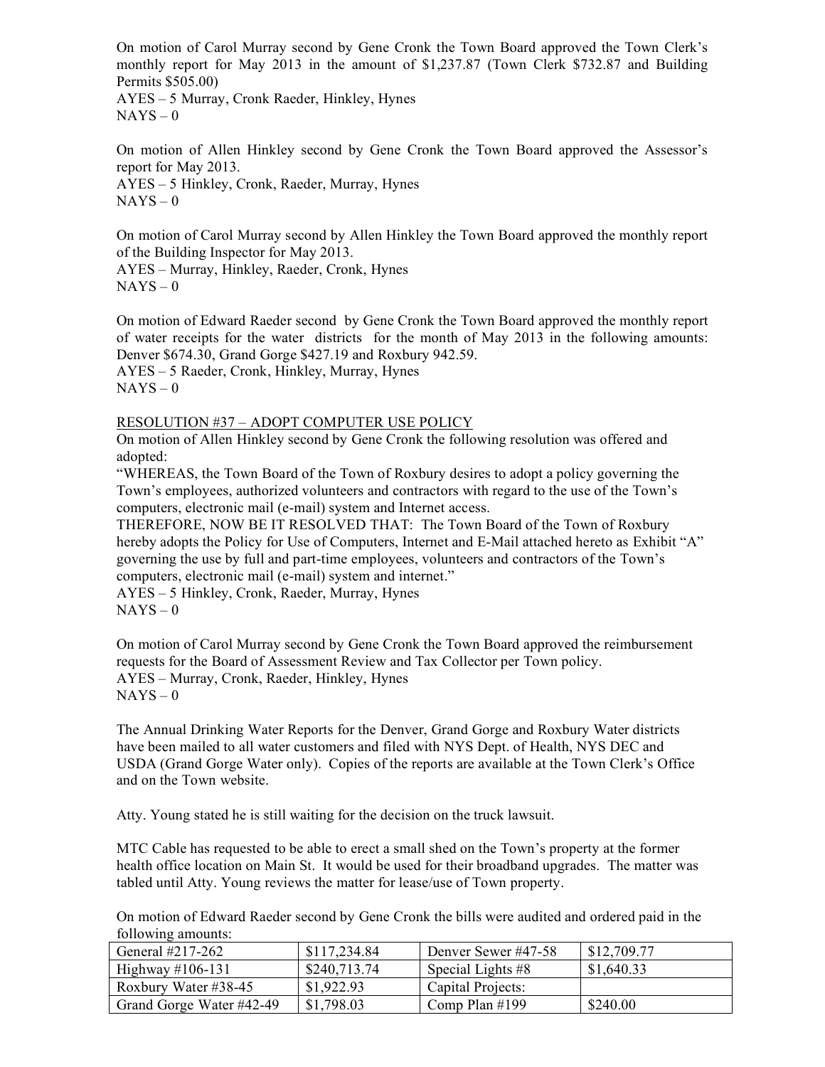On motion of Carol Murray second by Gene Cronk the Town Board approved the Town Clerk's monthly report for May 2013 in the amount of $1,237.87 (Town Clerk $732.87 and Building Permits $505.00)
AYES – 5 Murray, Cronk Raeder, Hinkley, Hynes
NAYS – 0

On motion of Allen Hinkley second by Gene Cronk the Town Board approved the Assessor's report for May 2013.
AYES – 5 Hinkley, Cronk, Raeder, Murray, Hynes
NAYS – 0

On motion of Carol Murray second by Allen Hinkley the Town Board approved the monthly report of the Building Inspector for May 2013.
AYES – Murray, Hinkley, Raeder, Cronk, Hynes
NAYS – 0

On motion of Edward Raeder second by Gene Cronk the Town Board approved the monthly report of water receipts for the water districts for the month of May 2013 in the following amounts: Denver $674.30, Grand Gorge $427.19 and Roxbury 942.59.
AYES – 5 Raeder, Cronk, Hinkley, Murray, Hynes
NAYS – 0

RESOLUTION #37 – ADOPT COMPUTER USE POLICY

On motion of Allen Hinkley second by Gene Cronk the following resolution was offered and adopted:
"WHEREAS, the Town Board of the Town of Roxbury desires to adopt a policy governing the Town's employees, authorized volunteers and contractors with regard to the use of the Town's computers, electronic mail (e-mail) system and Internet access.
THEREFORE, NOW BE IT RESOLVED THAT: The Town Board of the Town of Roxbury hereby adopts the Policy for Use of Computers, Internet and E-Mail attached hereto as Exhibit "A" governing the use by full and part-time employees, volunteers and contractors of the Town's computers, electronic mail (e-mail) system and internet."
AYES – 5 Hinkley, Cronk, Raeder, Murray, Hynes
NAYS – 0

On motion of Carol Murray second by Gene Cronk the Town Board approved the reimbursement requests for the Board of Assessment Review and Tax Collector per Town policy.
AYES – Murray, Cronk, Raeder, Hinkley, Hynes
NAYS – 0

The Annual Drinking Water Reports for the Denver, Grand Gorge and Roxbury Water districts have been mailed to all water customers and filed with NYS Dept. of Health, NYS DEC and USDA (Grand Gorge Water only). Copies of the reports are available at the Town Clerk's Office and on the Town website.

Atty. Young stated he is still waiting for the decision on the truck lawsuit.

MTC Cable has requested to be able to erect a small shed on the Town's property at the former health office location on Main St. It would be used for their broadband upgrades. The matter was tabled until Atty. Young reviews the matter for lease/use of Town property.

On motion of Edward Raeder second by Gene Cronk the bills were audited and ordered paid in the following amounts:

| | | | |
|---|---|---|---|
| General #217-262 | $117,234.84 | Denver Sewer #47-58 | $12,709.77 |
| Highway #106-131 | $240,713.74 | Special Lights #8 | $1,640.33 |
| Roxbury Water #38-45 | $1,922.93 | Capital Projects: | |
| Grand Gorge Water #42-49 | $1,798.03 | Comp Plan #199 | $240.00 |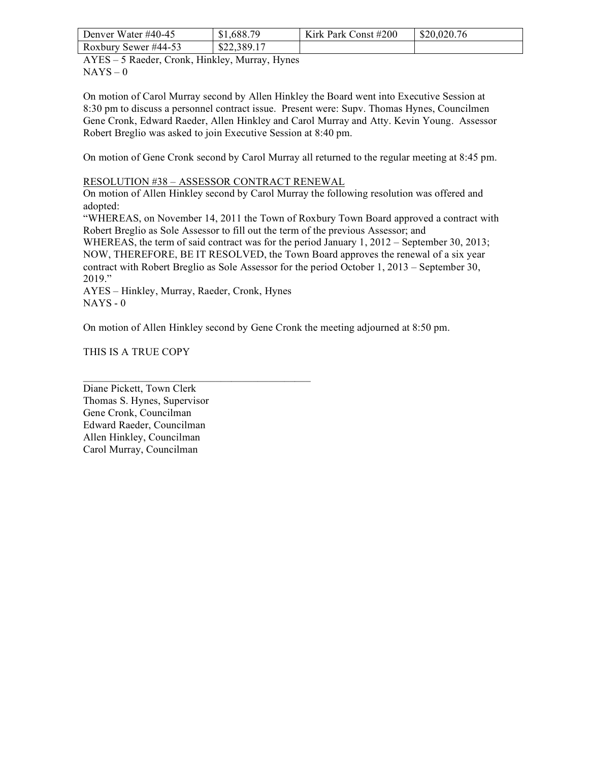| | | | |
|---|---|---|---|
| Denver Water #40-45 | $1,688.79 | Kirk Park Const #200 | $20,020.76 |
| Roxbury Sewer #44-53 | $22,389.17 | | |

AYES – 5 Raeder, Cronk, Hinkley, Murray, Hynes
NAYS – 0

On motion of Carol Murray second by Allen Hinkley the Board went into Executive Session at 8:30 pm to discuss a personnel contract issue. Present were: Supv. Thomas Hynes, Councilmen Gene Cronk, Edward Raeder, Allen Hinkley and Carol Murray and Atty. Kevin Young. Assessor Robert Breglio was asked to join Executive Session at 8:40 pm.

On motion of Gene Cronk second by Carol Murray all returned to the regular meeting at 8:45 pm.

RESOLUTION #38 – ASSESSOR CONTRACT RENEWAL

On motion of Allen Hinkley second by Carol Murray the following resolution was offered and adopted:

"WHEREAS, on November 14, 2011 the Town of Roxbury Town Board approved a contract with Robert Breglio as Sole Assessor to fill out the term of the previous Assessor; and
WHEREAS, the term of said contract was for the period January 1, 2012 – September 30, 2013;
NOW, THEREFORE, BE IT RESOLVED, the Town Board approves the renewal of a six year contract with Robert Breglio as Sole Assessor for the period October 1, 2013 – September 30, 2019."

AYES – Hinkley, Murray, Raeder, Cronk, Hynes
NAYS - 0

On motion of Allen Hinkley second by Gene Cronk the meeting adjourned at 8:50 pm.

THIS IS A TRUE COPY

\_\_\_\_\_\_\_\_\_\_\_\_\_\_\_\_\_\_\_\_\_\_\_\_\_\_\_\_\_\_\_\_\_\_\_\_\_\_\_\_\_\_\_\_

Diane Pickett, Town Clerk
Thomas S. Hynes, Supervisor
Gene Cronk, Councilman
Edward Raeder, Councilman
Allen Hinkley, Councilman
Carol Murray, Councilman